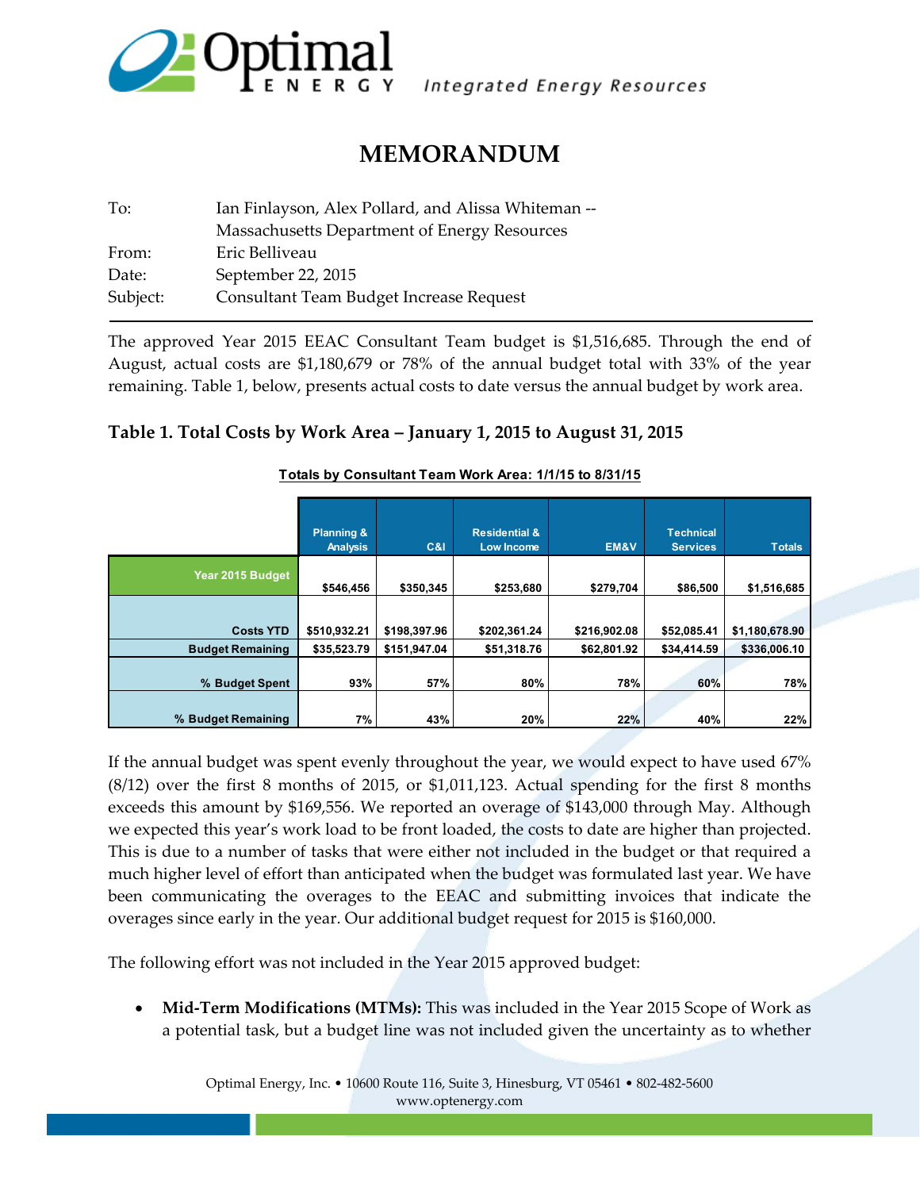# MEMORANDUM

| | |
|---|---|
| To: | Ian Finlayson, Alex Pollard, and Alissa Whiteman -- Massachusetts Department of Energy Resources |
| From: | Eric Belliveau |
| Date: | September 22, 2015 |
| Subject: | Consultant Team Budget Increase Request |

The approved Year 2015 EEAC Consultant Team budget is $1,516,685. Through the end of August, actual costs are $1,180,679 or 78% of the annual budget total with 33% of the year remaining. Table 1, below, presents actual costs to date versus the annual budget by work area.

### Table 1. Total Costs by Work Area – January 1, 2015 to August 31, 2015

**Totals by Consultant Team Work Area: 1/1/15 to 8/31/15**

| | Planning & Analysis | C&I | Residential & Low Income | EM&V | Technical Services | Totals |
|---|---|---|---|---|---|---|
| Year 2015 Budget | $546,456 | $350,345 | $253,680 | $279,704 | $86,500 | $1,516,685 |
| Costs YTD | $510,932.21 | $198,397.96 | $202,361.24 | $216,902.08 | $52,085.41 | $1,180,678.90 |
| Budget Remaining | $35,523.79 | $151,947.04 | $51,318.76 | $62,801.92 | $34,414.59 | $336,006.10 |
| % Budget Spent | 93% | 57% | 80% | 78% | 60% | 78% |
| % Budget Remaining | 7% | 43% | 20% | 22% | 40% | 22% |

If the annual budget was spent evenly throughout the year, we would expect to have used 67% (8/12) over the first 8 months of 2015, or $1,011,123. Actual spending for the first 8 months exceeds this amount by $169,556. We reported an overage of $143,000 through May. Although we expected this year's work load to be front loaded, the costs to date are higher than projected. This is due to a number of tasks that were either not included in the budget or that required a much higher level of effort than anticipated when the budget was formulated last year. We have been communicating the overages to the EEAC and submitting invoices that indicate the overages since early in the year. Our additional budget request for 2015 is $160,000.

The following effort was not included in the Year 2015 approved budget:

- **Mid-Term Modifications (MTMs):** This was included in the Year 2015 Scope of Work as a potential task, but a budget line was not included given the uncertainty as to whether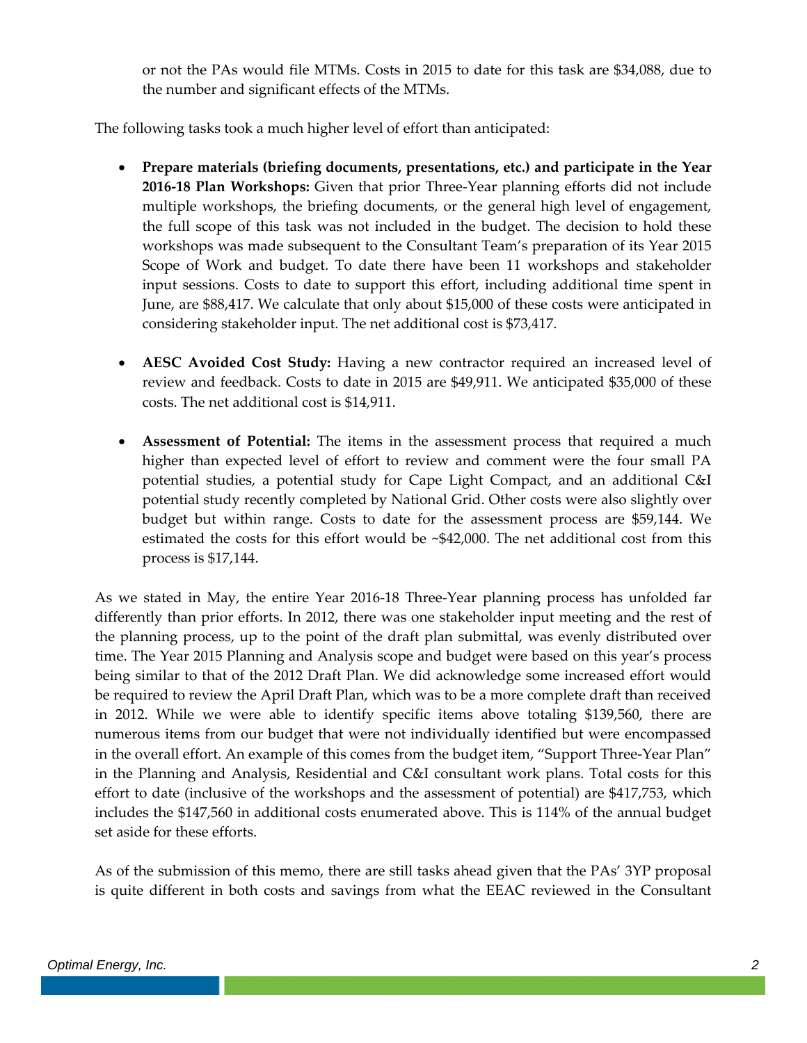or not the PAs would file MTMs. Costs in 2015 to date for this task are $34,088, due to the number and significant effects of the MTMs.

The following tasks took a much higher level of effort than anticipated:

- **Prepare materials (briefing documents, presentations, etc.) and participate in the Year 2016-18 Plan Workshops:** Given that prior Three-Year planning efforts did not include multiple workshops, the briefing documents, or the general high level of engagement, the full scope of this task was not included in the budget. The decision to hold these workshops was made subsequent to the Consultant Team's preparation of its Year 2015 Scope of Work and budget. To date there have been 11 workshops and stakeholder input sessions. Costs to date to support this effort, including additional time spent in June, are $88,417. We calculate that only about $15,000 of these costs were anticipated in considering stakeholder input. The net additional cost is $73,417.

- **AESC Avoided Cost Study:** Having a new contractor required an increased level of review and feedback. Costs to date in 2015 are $49,911. We anticipated $35,000 of these costs. The net additional cost is $14,911.

- **Assessment of Potential:** The items in the assessment process that required a much higher than expected level of effort to review and comment were the four small PA potential studies, a potential study for Cape Light Compact, and an additional C&I potential study recently completed by National Grid. Other costs were also slightly over budget but within range. Costs to date for the assessment process are $59,144. We estimated the costs for this effort would be ~$42,000. The net additional cost from this process is $17,144.

As we stated in May, the entire Year 2016-18 Three-Year planning process has unfolded far differently than prior efforts. In 2012, there was one stakeholder input meeting and the rest of the planning process, up to the point of the draft plan submittal, was evenly distributed over time. The Year 2015 Planning and Analysis scope and budget were based on this year's process being similar to that of the 2012 Draft Plan. We did acknowledge some increased effort would be required to review the April Draft Plan, which was to be a more complete draft than received in 2012. While we were able to identify specific items above totaling $139,560, there are numerous items from our budget that were not individually identified but were encompassed in the overall effort. An example of this comes from the budget item, "Support Three-Year Plan" in the Planning and Analysis, Residential and C&I consultant work plans. Total costs for this effort to date (inclusive of the workshops and the assessment of potential) are $417,753, which includes the $147,560 in additional costs enumerated above. This is 114% of the annual budget set aside for these efforts.

As of the submission of this memo, there are still tasks ahead given that the PAs' 3YP proposal is quite different in both costs and savings from what the EEAC reviewed in the Consultant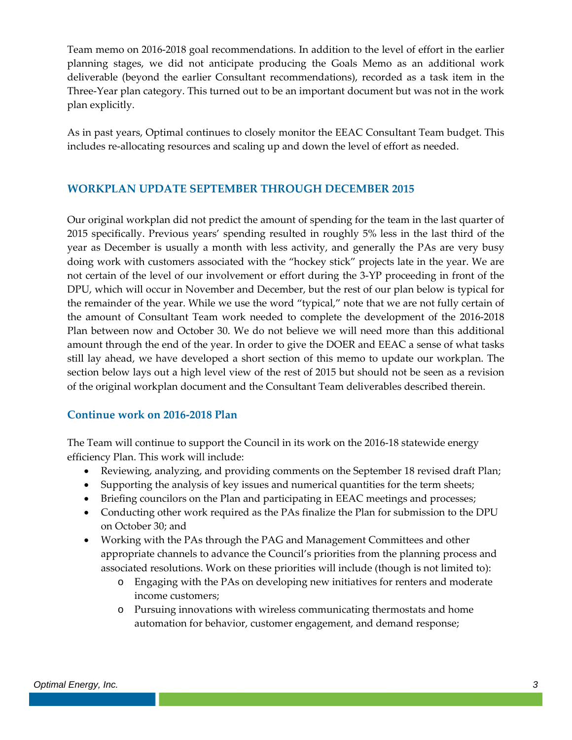Team memo on 2016-2018 goal recommendations. In addition to the level of effort in the earlier planning stages, we did not anticipate producing the Goals Memo as an additional work deliverable (beyond the earlier Consultant recommendations), recorded as a task item in the Three-Year plan category. This turned out to be an important document but was not in the work plan explicitly.

As in past years, Optimal continues to closely monitor the EEAC Consultant Team budget. This includes re-allocating resources and scaling up and down the level of effort as needed.

## WORKPLAN UPDATE SEPTEMBER THROUGH DECEMBER 2015

Our original workplan did not predict the amount of spending for the team in the last quarter of 2015 specifically. Previous years' spending resulted in roughly 5% less in the last third of the year as December is usually a month with less activity, and generally the PAs are very busy doing work with customers associated with the "hockey stick" projects late in the year. We are not certain of the level of our involvement or effort during the 3-YP proceeding in front of the DPU, which will occur in November and December, but the rest of our plan below is typical for the remainder of the year. While we use the word "typical," note that we are not fully certain of the amount of Consultant Team work needed to complete the development of the 2016-2018 Plan between now and October 30. We do not believe we will need more than this additional amount through the end of the year. In order to give the DOER and EEAC a sense of what tasks still lay ahead, we have developed a short section of this memo to update our workplan. The section below lays out a high level view of the rest of 2015 but should not be seen as a revision of the original workplan document and the Consultant Team deliverables described therein.

### Continue work on 2016-2018 Plan

The Team will continue to support the Council in its work on the 2016-18 statewide energy efficiency Plan. This work will include:

- Reviewing, analyzing, and providing comments on the September 18 revised draft Plan;
- Supporting the analysis of key issues and numerical quantities for the term sheets;
- Briefing councilors on the Plan and participating in EEAC meetings and processes;
- Conducting other work required as the PAs finalize the Plan for submission to the DPU on October 30; and
- Working with the PAs through the PAG and Management Committees and other appropriate channels to advance the Council's priorities from the planning process and associated resolutions. Work on these priorities will include (though is not limited to):
  - Engaging with the PAs on developing new initiatives for renters and moderate income customers;
  - Pursuing innovations with wireless communicating thermostats and home automation for behavior, customer engagement, and demand response;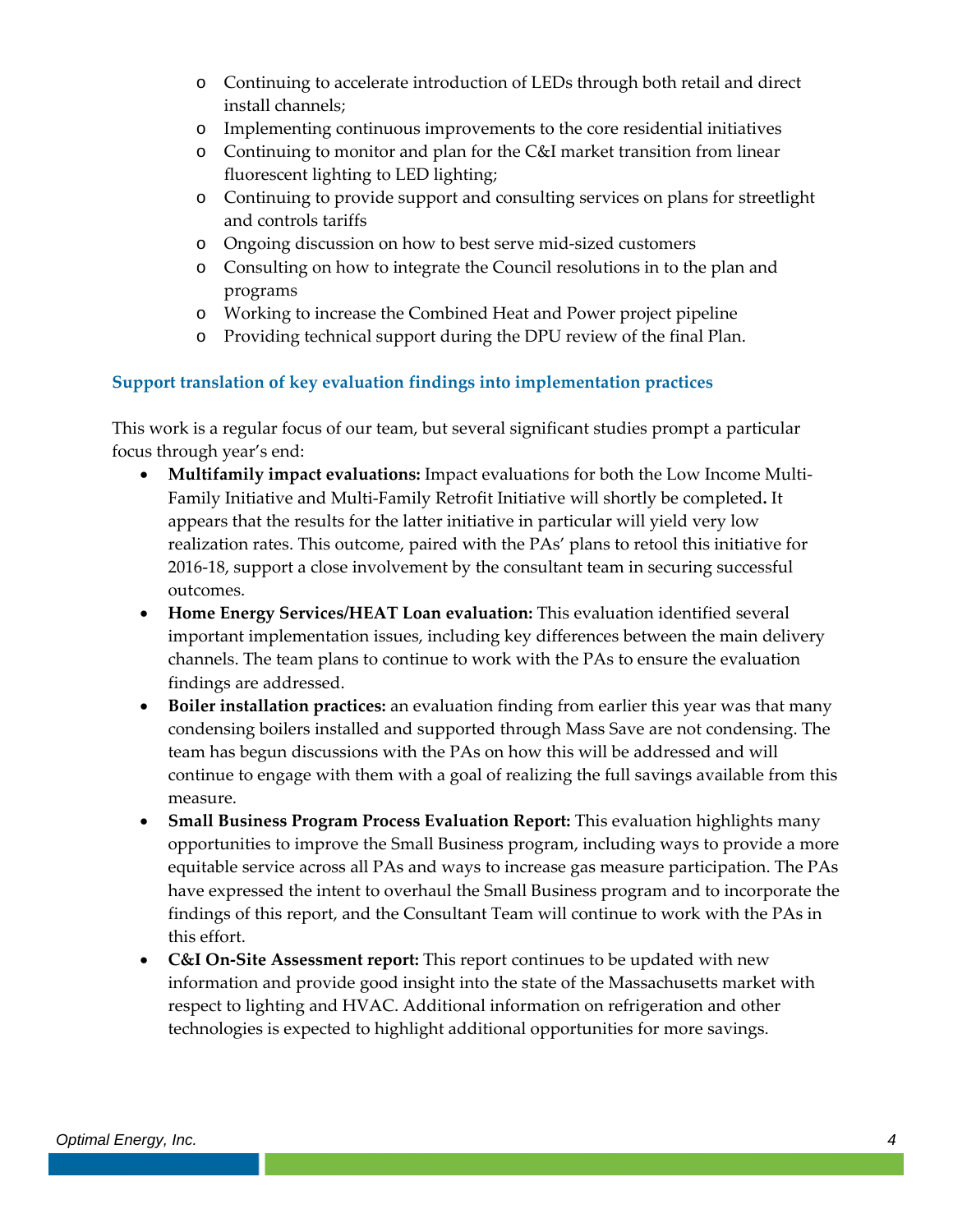- Continuing to accelerate introduction of LEDs through both retail and direct install channels;
- Implementing continuous improvements to the core residential initiatives
- Continuing to monitor and plan for the C&I market transition from linear fluorescent lighting to LED lighting;
- Continuing to provide support and consulting services on plans for streetlight and controls tariffs
- Ongoing discussion on how to best serve mid-sized customers
- Consulting on how to integrate the Council resolutions in to the plan and programs
- Working to increase the Combined Heat and Power project pipeline
- Providing technical support during the DPU review of the final Plan.

### Support translation of key evaluation findings into implementation practices

This work is a regular focus of our team, but several significant studies prompt a particular focus through year's end:

- **Multifamily impact evaluations:** Impact evaluations for both the Low Income Multi-Family Initiative and Multi-Family Retrofit Initiative will shortly be completed**.** It appears that the results for the latter initiative in particular will yield very low realization rates. This outcome, paired with the PAs' plans to retool this initiative for 2016-18, support a close involvement by the consultant team in securing successful outcomes.
- **Home Energy Services/HEAT Loan evaluation:** This evaluation identified several important implementation issues, including key differences between the main delivery channels. The team plans to continue to work with the PAs to ensure the evaluation findings are addressed.
- **Boiler installation practices:** an evaluation finding from earlier this year was that many condensing boilers installed and supported through Mass Save are not condensing. The team has begun discussions with the PAs on how this will be addressed and will continue to engage with them with a goal of realizing the full savings available from this measure.
- **Small Business Program Process Evaluation Report:** This evaluation highlights many opportunities to improve the Small Business program, including ways to provide a more equitable service across all PAs and ways to increase gas measure participation. The PAs have expressed the intent to overhaul the Small Business program and to incorporate the findings of this report, and the Consultant Team will continue to work with the PAs in this effort.
- **C&I On-Site Assessment report:** This report continues to be updated with new information and provide good insight into the state of the Massachusetts market with respect to lighting and HVAC. Additional information on refrigeration and other technologies is expected to highlight additional opportunities for more savings.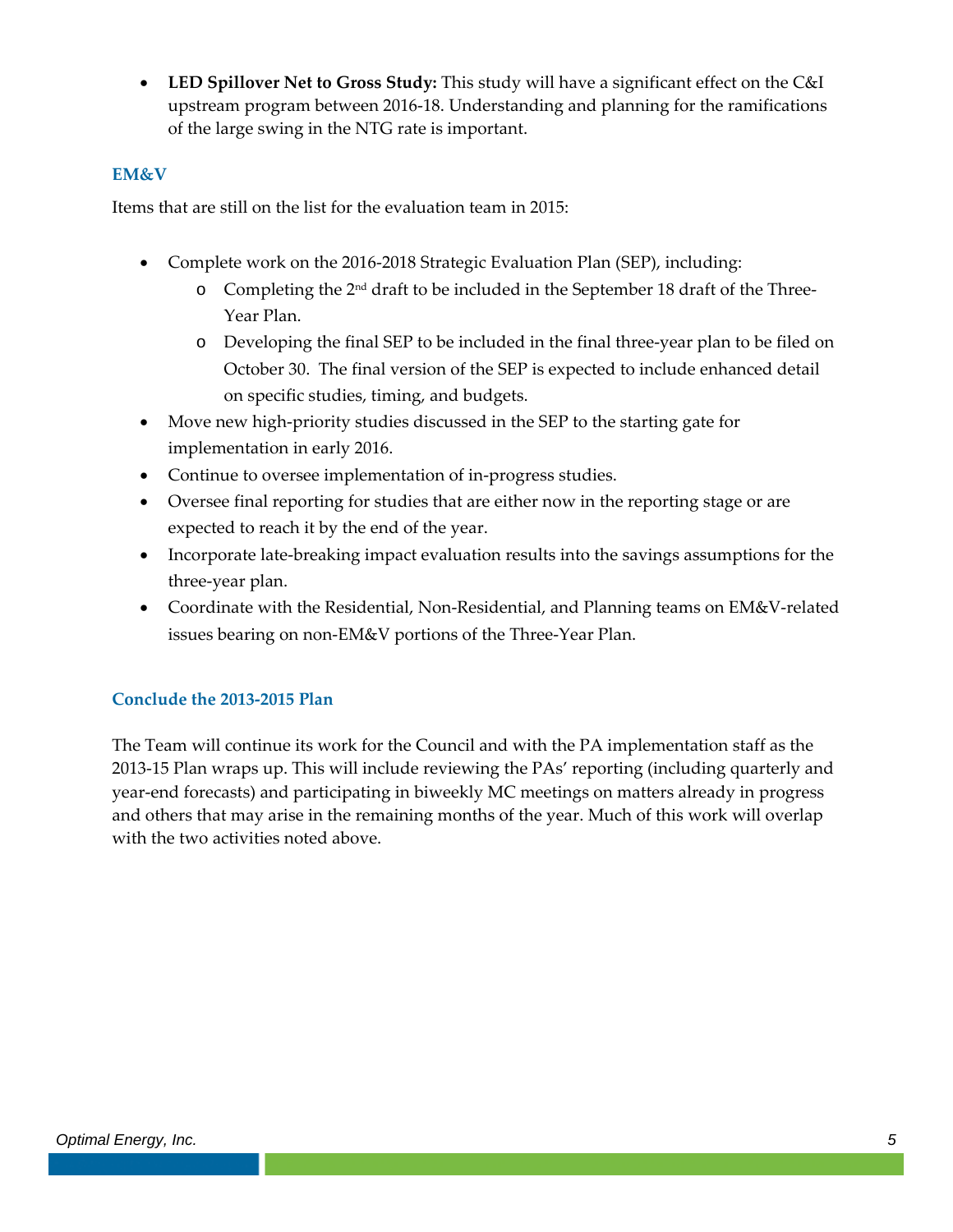- **LED Spillover Net to Gross Study:** This study will have a significant effect on the C&I upstream program between 2016-18. Understanding and planning for the ramifications of the large swing in the NTG rate is important.

### EM&V

Items that are still on the list for the evaluation team in 2015:

- Complete work on the 2016-2018 Strategic Evaluation Plan (SEP), including:
  - Completing the 2nd draft to be included in the September 18 draft of the Three-Year Plan.
  - Developing the final SEP to be included in the final three-year plan to be filed on October 30. The final version of the SEP is expected to include enhanced detail on specific studies, timing, and budgets.
- Move new high-priority studies discussed in the SEP to the starting gate for implementation in early 2016.
- Continue to oversee implementation of in-progress studies.
- Oversee final reporting for studies that are either now in the reporting stage or are expected to reach it by the end of the year.
- Incorporate late-breaking impact evaluation results into the savings assumptions for the three-year plan.
- Coordinate with the Residential, Non-Residential, and Planning teams on EM&V-related issues bearing on non-EM&V portions of the Three-Year Plan.

### Conclude the 2013-2015 Plan

The Team will continue its work for the Council and with the PA implementation staff as the 2013-15 Plan wraps up. This will include reviewing the PAs' reporting (including quarterly and year-end forecasts) and participating in biweekly MC meetings on matters already in progress and others that may arise in the remaining months of the year. Much of this work will overlap with the two activities noted above.